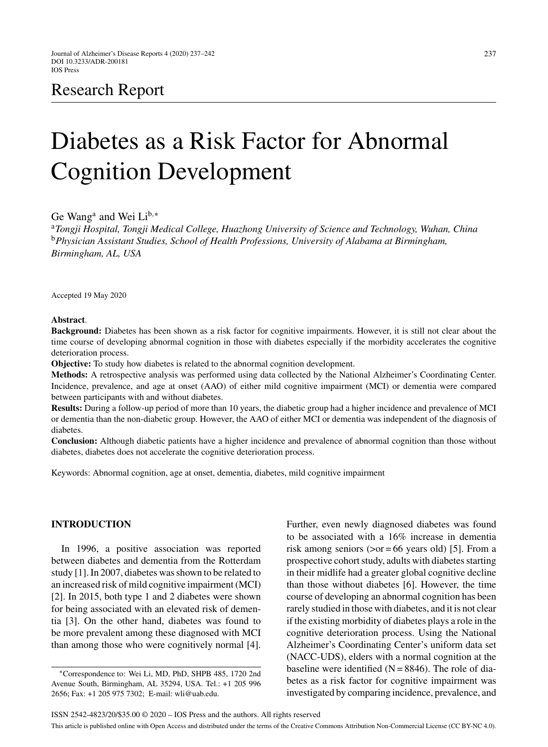Research Report

# Diabetes as a Risk Factor for Abnormal Cognition Development

Ge Wang[a] and Wei Li[b,*]

[a]*Tongji Hospital, Tongji Medical College, Huazhong University of Science and Technology, Wuhan, China*
[b]*Physician Assistant Studies, School of Health Professions, University of Alabama at Birmingham, Birmingham, AL, USA*

Accepted 19 May 2020

**Abstract**.

**Background:** Diabetes has been shown as a risk factor for cognitive impairments. However, it is still not clear about the time course of developing abnormal cognition in those with diabetes especially if the morbidity accelerates the cognitive deterioration process.

**Objective:** To study how diabetes is related to the abnormal cognition development.

**Methods:** A retrospective analysis was performed using data collected by the National Alzheimer's Coordinating Center. Incidence, prevalence, and age at onset (AAO) of either mild cognitive impairment (MCI) or dementia were compared between participants with and without diabetes.

**Results:** During a follow-up period of more than 10 years, the diabetic group had a higher incidence and prevalence of MCI or dementia than the non-diabetic group. However, the AAO of either MCI or dementia was independent of the diagnosis of diabetes.

**Conclusion:** Although diabetic patients have a higher incidence and prevalence of abnormal cognition than those without diabetes, diabetes does not accelerate the cognitive deterioration process.

Keywords: Abnormal cognition, age at onset, dementia, diabetes, mild cognitive impairment

## INTRODUCTION

In 1996, a positive association was reported between diabetes and dementia from the Rotterdam study [1]. In 2007, diabetes was shown to be related to an increased risk of mild cognitive impairment (MCI) [2]. In 2015, both type 1 and 2 diabetes were shown for being associated with an elevated risk of dementia [3]. On the other hand, diabetes was found to be more prevalent among these diagnosed with MCI than among those who were cognitively normal [4]. Further, even newly diagnosed diabetes was found to be associated with a 16% increase in dementia risk among seniors (>or = 66 years old) [5]. From a prospective cohort study, adults with diabetes starting in their midlife had a greater global cognitive decline than those without diabetes [6]. However, the time course of developing an abnormal cognition has been rarely studied in those with diabetes, and it is not clear if the existing morbidity of diabetes plays a role in the cognitive deterioration process. Using the National Alzheimer's Coordinating Center's uniform data set (NACC-UDS), elders with a normal cognition at the baseline were identified (N = 8846). The role of diabetes as a risk factor for cognitive impairment was investigated by comparing incidence, prevalence, and

*Correspondence to: Wei Li, MD, PhD, SHPB 485, 1720 2nd Avenue South, Birmingham, AL 35294, USA. Tel.: +1 205 996 2656; Fax: +1 205 975 7302; E-mail: wli@uab.edu.

ISSN 2542-4823/20/$35.00 © 2020 – IOS Press and the authors. All rights reserved

This article is published online with Open Access and distributed under the terms of the Creative Commons Attribution Non-Commercial License (CC BY-NC 4.0).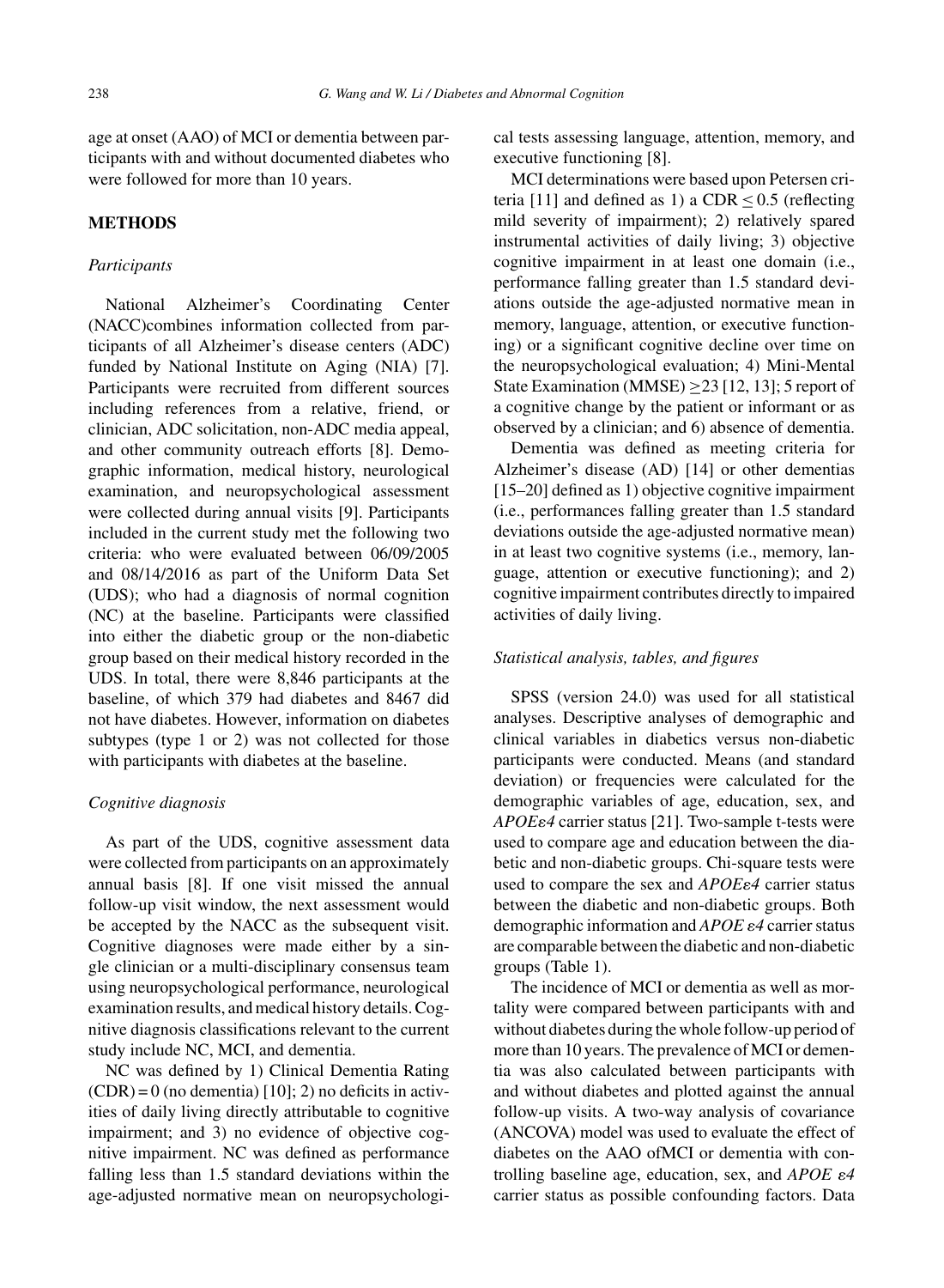age at onset (AAO) of MCI or dementia between participants with and without documented diabetes who were followed for more than 10 years.

## METHODS

### *Participants*

National Alzheimer's Coordinating Center (NACC)combines information collected from participants of all Alzheimer's disease centers (ADC) funded by National Institute on Aging (NIA) [7]. Participants were recruited from different sources including references from a relative, friend, or clinician, ADC solicitation, non-ADC media appeal, and other community outreach efforts [8]. Demographic information, medical history, neurological examination, and neuropsychological assessment were collected during annual visits [9]. Participants included in the current study met the following two criteria: who were evaluated between 06/09/2005 and 08/14/2016 as part of the Uniform Data Set (UDS); who had a diagnosis of normal cognition (NC) at the baseline. Participants were classified into either the diabetic group or the non-diabetic group based on their medical history recorded in the UDS. In total, there were 8,846 participants at the baseline, of which 379 had diabetes and 8467 did not have diabetes. However, information on diabetes subtypes (type 1 or 2) was not collected for those with participants with diabetes at the baseline.

### *Cognitive diagnosis*

As part of the UDS, cognitive assessment data were collected from participants on an approximately annual basis [8]. If one visit missed the annual follow-up visit window, the next assessment would be accepted by the NACC as the subsequent visit. Cognitive diagnoses were made either by a single clinician or a multi-disciplinary consensus team using neuropsychological performance, neurological examination results, and medical history details. Cognitive diagnosis classifications relevant to the current study include NC, MCI, and dementia.

NC was defined by 1) Clinical Dementia Rating (CDR) = 0 (no dementia) [10]; 2) no deficits in activities of daily living directly attributable to cognitive impairment; and 3) no evidence of objective cognitive impairment. NC was defined as performance falling less than 1.5 standard deviations within the age-adjusted normative mean on neuropsychological tests assessing language, attention, memory, and executive functioning [8].

MCI determinations were based upon Petersen criteria [11] and defined as 1) a CDR $\leq 0.5$ (reflecting mild severity of impairment); 2) relatively spared instrumental activities of daily living; 3) objective cognitive impairment in at least one domain (i.e., performance falling greater than 1.5 standard deviations outside the age-adjusted normative mean in memory, language, attention, or executive functioning) or a significant cognitive decline over time on the neuropsychological evaluation; 4) Mini-Mental State Examination (MMSE) $\geq$23 [12, 13]; 5 report of a cognitive change by the patient or informant or as observed by a clinician; and 6) absence of dementia.

Dementia was defined as meeting criteria for Alzheimer's disease (AD) [14] or other dementias [15–20] defined as 1) objective cognitive impairment (i.e., performances falling greater than 1.5 standard deviations outside the age-adjusted normative mean) in at least two cognitive systems (i.e., memory, language, attention or executive functioning); and 2) cognitive impairment contributes directly to impaired activities of daily living.

### *Statistical analysis, tables, and figures*

SPSS (version 24.0) was used for all statistical analyses. Descriptive analyses of demographic and clinical variables in diabetics versus non-diabetic participants were conducted. Means (and standard deviation) or frequencies were calculated for the demographic variables of age, education, sex, and *APOEε4* carrier status [21]. Two-sample t-tests were used to compare age and education between the diabetic and non-diabetic groups. Chi-square tests were used to compare the sex and *APOEε4* carrier status between the diabetic and non-diabetic groups. Both demographic information and *APOE ε4* carrier status are comparable between the diabetic and non-diabetic groups (Table 1).

The incidence of MCI or dementia as well as mortality were compared between participants with and without diabetes during the whole follow-up period of more than 10 years. The prevalence of MCI or dementia was also calculated between participants with and without diabetes and plotted against the annual follow-up visits. A two-way analysis of covariance (ANCOVA) model was used to evaluate the effect of diabetes on the AAO ofMCI or dementia with controlling baseline age, education, sex, and *APOE ε4* carrier status as possible confounding factors. Data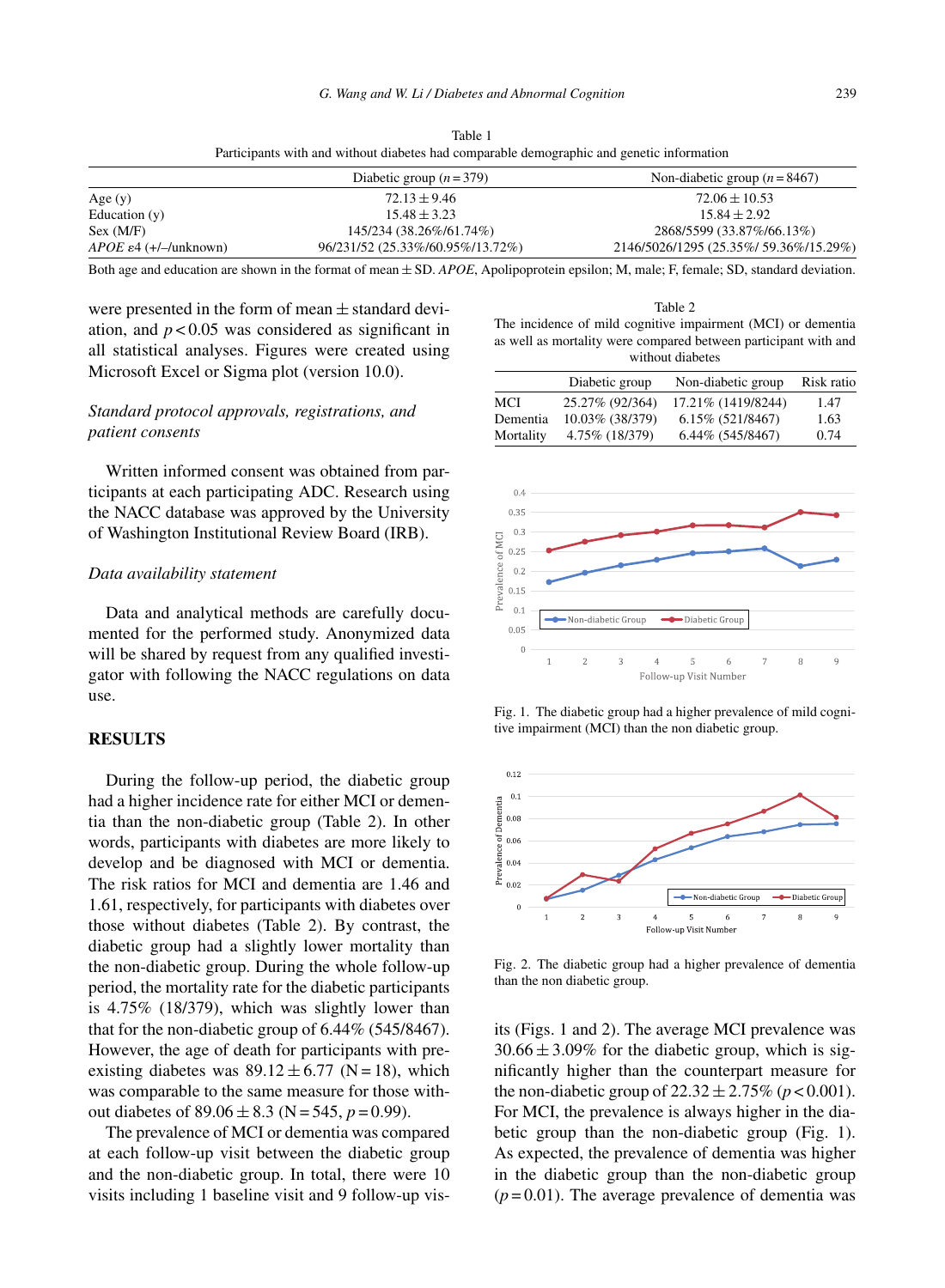Table 1

Participants with and without diabetes had comparable demographic and genetic information

| | Diabetic group ($n = 379$) | Non-diabetic group ($n = 8467$) |
|---|---|---|
| Age (y) | $72.13 \pm 9.46$ | $72.06 \pm 10.53$ |
| Education (y) | $15.48 \pm 3.23$ | $15.84 \pm 2.92$ |
| Sex (M/F) | 145/234 (38.26%/61.74%) | 2868/5599 (33.87%/66.13%) |
| *APOE* ε4 (+/–/unknown) | 96/231/52 (25.33%/60.95%/13.72%) | 2146/5026/1295 (25.35%/ 59.36%/15.29%) |

Both age and education are shown in the format of mean ± SD. *APOE*, Apolipoprotein epsilon; M, male; F, female; SD, standard deviation.

were presented in the form of mean ± standard deviation, and $p < 0.05$ was considered as significant in all statistical analyses. Figures were created using Microsoft Excel or Sigma plot (version 10.0).

*Standard protocol approvals, registrations, and patient consents*

Written informed consent was obtained from participants at each participating ADC. Research using the NACC database was approved by the University of Washington Institutional Review Board (IRB).

*Data availability statement*

Data and analytical methods are carefully documented for the performed study. Anonymized data will be shared by request from any qualified investigator with following the NACC regulations on data use.

## RESULTS

During the follow-up period, the diabetic group had a higher incidence rate for either MCI or dementia than the non-diabetic group (Table 2). In other words, participants with diabetes are more likely to develop and be diagnosed with MCI or dementia. The risk ratios for MCI and dementia are 1.46 and 1.61, respectively, for participants with diabetes over those without diabetes (Table 2). By contrast, the diabetic group had a slightly lower mortality than the non-diabetic group. During the whole follow-up period, the mortality rate for the diabetic participants is 4.75% (18/379), which was slightly lower than that for the non-diabetic group of 6.44% (545/8467). However, the age of death for participants with preexisting diabetes was $89.12 \pm 6.77$ (N = 18), which was comparable to the same measure for those without diabetes of $89.06 \pm 8.3$ (N = 545, $p = 0.99$).

The prevalence of MCI or dementia was compared at each follow-up visit between the diabetic group and the non-diabetic group. In total, there were 10 visits including 1 baseline visit and 9 follow-up visits (Figs. 1 and 2). The average MCI prevalence was $30.66 \pm 3.09\%$ for the diabetic group, which is significantly higher than the counterpart measure for the non-diabetic group of $22.32 \pm 2.75\%$ ($p < 0.001$). For MCI, the prevalence is always higher in the diabetic group than the non-diabetic group (Fig. 1). As expected, the prevalence of dementia was higher in the diabetic group than the non-diabetic group ($p = 0.01$). The average prevalence of dementia was

Table 2

The incidence of mild cognitive impairment (MCI) or dementia as well as mortality were compared between participant with and without diabetes

| | Diabetic group | Non-diabetic group | Risk ratio |
|---|---|---|---|
| MCI | 25.27% (92/364) | 17.21% (1419/8244) | 1.47 |
| Dementia | 10.03% (38/379) | 6.15% (521/8467) | 1.63 |
| Mortality | 4.75% (18/379) | 6.44% (545/8467) | 0.74 |

Fig. 1. The diabetic group had a higher prevalence of mild cognitive impairment (MCI) than the non diabetic group.

Fig. 2. The diabetic group had a higher prevalence of dementia than the non diabetic group.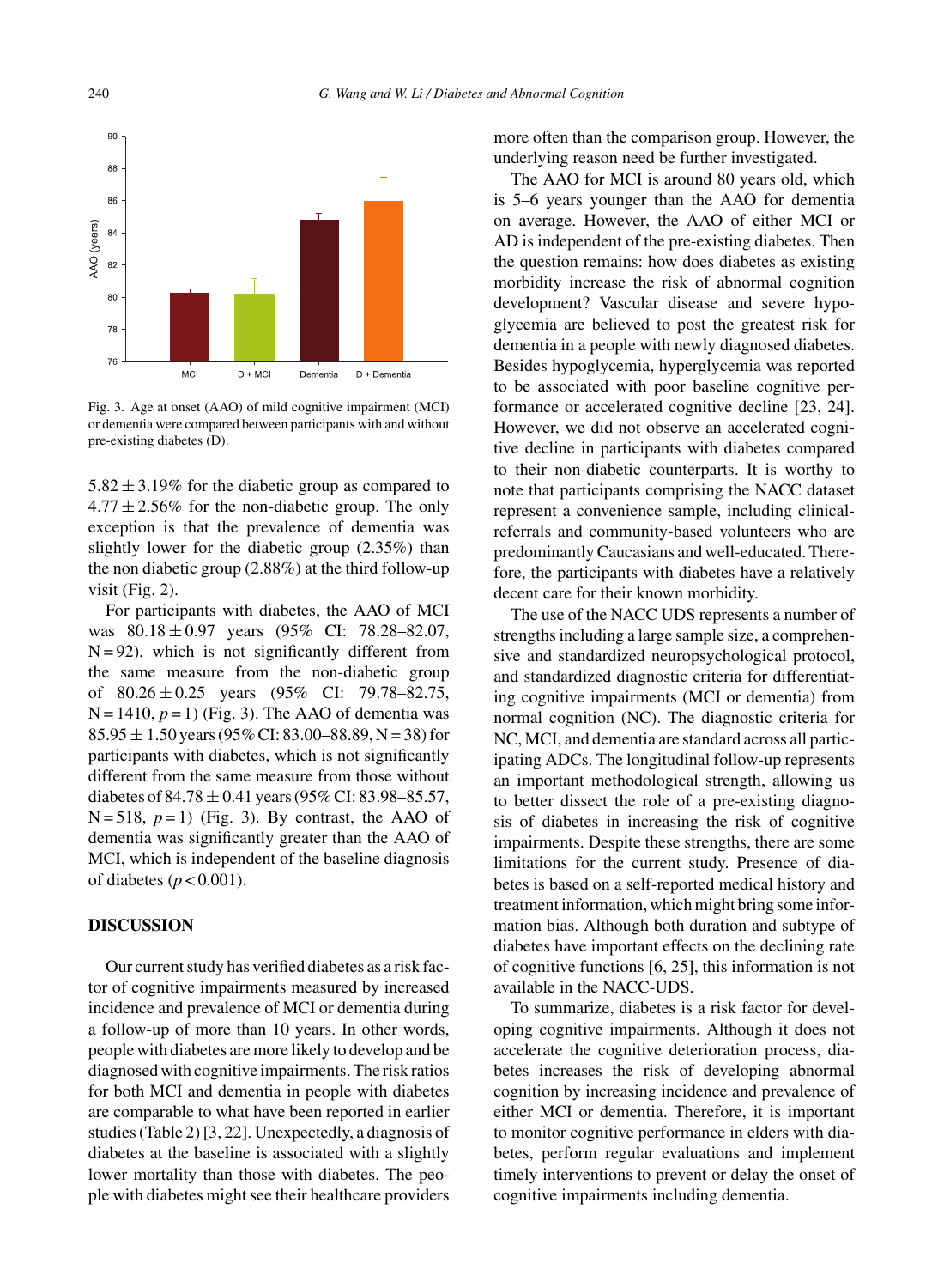Fig. 3. Age at onset (AAO) of mild cognitive impairment (MCI) or dementia were compared between participants with and without pre-existing diabetes (D).

$5.82 \pm 3.19\%$ for the diabetic group as compared to $4.77 \pm 2.56\%$ for the non-diabetic group. The only exception is that the prevalence of dementia was slightly lower for the diabetic group (2.35%) than the non diabetic group (2.88%) at the third follow-up visit (Fig. 2).

For participants with diabetes, the AAO of MCI was $80.18 \pm 0.97$ years (95% CI: 78.28–82.07, N = 92), which is not significantly different from the same measure from the non-diabetic group of $80.26 \pm 0.25$ years (95% CI: 79.78–82.75, N = 1410, $p = 1$) (Fig. 3). The AAO of dementia was $85.95 \pm 1.50$ years (95% CI: 83.00–88.89, N = 38) for participants with diabetes, which is not significantly different from the same measure from those without diabetes of $84.78 \pm 0.41$ years (95% CI: 83.98–85.57, N = 518, $p = 1$) (Fig. 3). By contrast, the AAO of dementia was significantly greater than the AAO of MCI, which is independent of the baseline diagnosis of diabetes ($p < 0.001$).

## DISCUSSION

Our current study has verified diabetes as a risk factor of cognitive impairments measured by increased incidence and prevalence of MCI or dementia during a follow-up of more than 10 years. In other words, people with diabetes are more likely to develop and be diagnosed with cognitive impairments. The risk ratios for both MCI and dementia in people with diabetes are comparable to what have been reported in earlier studies (Table 2) [3, 22]. Unexpectedly, a diagnosis of diabetes at the baseline is associated with a slightly lower mortality than those with diabetes. The people with diabetes might see their healthcare providers more often than the comparison group. However, the underlying reason need be further investigated.

The AAO for MCI is around 80 years old, which is 5–6 years younger than the AAO for dementia on average. However, the AAO of either MCI or AD is independent of the pre-existing diabetes. Then the question remains: how does diabetes as existing morbidity increase the risk of abnormal cognition development? Vascular disease and severe hypoglycemia are believed to post the greatest risk for dementia in a people with newly diagnosed diabetes. Besides hypoglycemia, hyperglycemia was reported to be associated with poor baseline cognitive performance or accelerated cognitive decline [23, 24]. However, we did not observe an accelerated cognitive decline in participants with diabetes compared to their non-diabetic counterparts. It is worthy to note that participants comprising the NACC dataset represent a convenience sample, including clinical-referrals and community-based volunteers who are predominantly Caucasians and well-educated. Therefore, the participants with diabetes have a relatively decent care for their known morbidity.

The use of the NACC UDS represents a number of strengths including a large sample size, a comprehensive and standardized neuropsychological protocol, and standardized diagnostic criteria for differentiating cognitive impairments (MCI or dementia) from normal cognition (NC). The diagnostic criteria for NC, MCI, and dementia are standard across all participating ADCs. The longitudinal follow-up represents an important methodological strength, allowing us to better dissect the role of a pre-existing diagnosis of diabetes in increasing the risk of cognitive impairments. Despite these strengths, there are some limitations for the current study. Presence of diabetes is based on a self-reported medical history and treatment information, which might bring some information bias. Although both duration and subtype of diabetes have important effects on the declining rate of cognitive functions [6, 25], this information is not available in the NACC-UDS.

To summarize, diabetes is a risk factor for developing cognitive impairments. Although it does not accelerate the cognitive deterioration process, diabetes increases the risk of developing abnormal cognition by increasing incidence and prevalence of either MCI or dementia. Therefore, it is important to monitor cognitive performance in elders with diabetes, perform regular evaluations and implement timely interventions to prevent or delay the onset of cognitive impairments including dementia.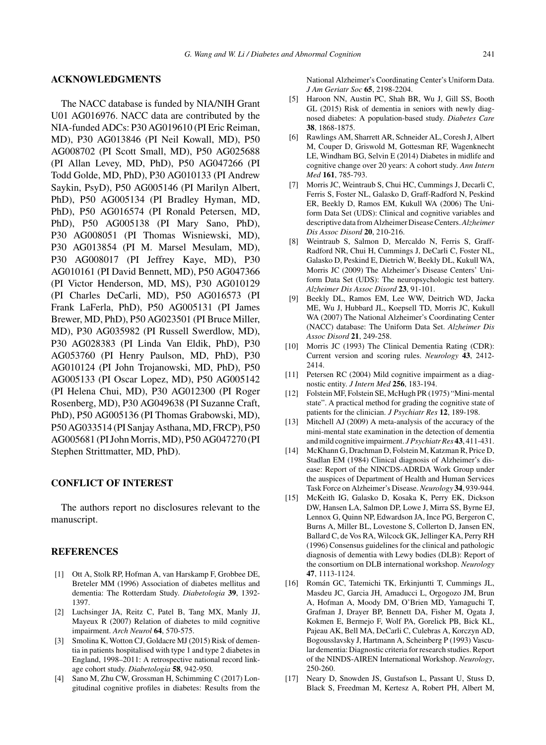## ACKNOWLEDGMENTS

The NACC database is funded by NIA/NIH Grant U01 AG016976. NACC data are contributed by the NIA-funded ADCs: P30 AG019610 (PI Eric Reiman, MD), P30 AG013846 (PI Neil Kowall, MD), P50 AG008702 (PI Scott Small, MD), P50 AG025688 (PI Allan Levey, MD, PhD), P50 AG047266 (PI Todd Golde, MD, PhD), P30 AG010133 (PI Andrew Saykin, PsyD), P50 AG005146 (PI Marilyn Albert, PhD), P50 AG005134 (PI Bradley Hyman, MD, PhD), P50 AG016574 (PI Ronald Petersen, MD, PhD), P50 AG005138 (PI Mary Sano, PhD), P30 AG008051 (PI Thomas Wisniewski, MD), P30 AG013854 (PI M. Marsel Mesulam, MD), P30 AG008017 (PI Jeffrey Kaye, MD), P30 AG010161 (PI David Bennett, MD), P50 AG047366 (PI Victor Henderson, MD, MS), P30 AG010129 (PI Charles DeCarli, MD), P50 AG016573 (PI Frank LaFerla, PhD), P50 AG005131 (PI James Brewer, MD, PhD), P50 AG023501 (PI Bruce Miller, MD), P30 AG035982 (PI Russell Swerdlow, MD), P30 AG028383 (PI Linda Van Eldik, PhD), P30 AG053760 (PI Henry Paulson, MD, PhD), P30 AG010124 (PI John Trojanowski, MD, PhD), P50 AG005133 (PI Oscar Lopez, MD), P50 AG005142 (PI Helena Chui, MD), P30 AG012300 (PI Roger Rosenberg, MD), P30 AG049638 (PI Suzanne Craft, PhD), P50 AG005136 (PI Thomas Grabowski, MD), P50 AG033514 (PI Sanjay Asthana, MD, FRCP), P50 AG005681 (PI John Morris, MD), P50 AG047270 (PI Stephen Strittmatter, MD, PhD).

## CONFLICT OF INTEREST

The authors report no disclosures relevant to the manuscript.

## REFERENCES

[1] Ott A, Stolk RP, Hofman A, van Harskamp F, Grobbee DE, Breteler MM (1996) Association of diabetes mellitus and dementia: The Rotterdam Study. *Diabetologia* **39**, 1392-1397.

[2] Luchsinger JA, Reitz C, Patel B, Tang MX, Manly JJ, Mayeux R (2007) Relation of diabetes to mild cognitive impairment. *Arch Neurol* **64**, 570-575.

[3] Smolina K, Wotton CJ, Goldacre MJ (2015) Risk of dementia in patients hospitalised with type 1 and type 2 diabetes in England, 1998–2011: A retrospective national record linkage cohort study. *Diabetologia* **58**, 942-950.

[4] Sano M, Zhu CW, Grossman H, Schimming C (2017) Longitudinal cognitive profiles in diabetes: Results from the National Alzheimer's Coordinating Center's Uniform Data. *J Am Geriatr Soc* **65**, 2198-2204.

[5] Haroon NN, Austin PC, Shah BR, Wu J, Gill SS, Booth GL (2015) Risk of dementia in seniors with newly diagnosed diabetes: A population-based study. *Diabetes Care* **38**, 1868-1875.

[6] Rawlings AM, Sharrett AR, Schneider AL, Coresh J, Albert M, Couper D, Griswold M, Gottesman RF, Wagenknecht LE, Windham BG, Selvin E (2014) Diabetes in midlife and cognitive change over 20 years: A cohort study. *Ann Intern Med* **161**, 785-793.

[7] Morris JC, Weintraub S, Chui HC, Cummings J, Decarli C, Ferris S, Foster NL, Galasko D, Graff-Radford N, Peskind ER, Beekly D, Ramos EM, Kukull WA (2006) The Uniform Data Set (UDS): Clinical and cognitive variables and descriptive data from Alzheimer Disease Centers. *Alzheimer Dis Assoc Disord* **20**, 210-216.

[8] Weintraub S, Salmon D, Mercaldo N, Ferris S, Graff-Radford NR, Chui H, Cummings J, DeCarli C, Foster NL, Galasko D, Peskind E, Dietrich W, Beekly DL, Kukull WA, Morris JC (2009) The Alzheimer's Disease Centers' Uniform Data Set (UDS): The neuropsychologic test battery. *Alzheimer Dis Assoc Disord* **23**, 91-101.

[9] Beekly DL, Ramos EM, Lee WW, Deitrich WD, Jacka ME, Wu J, Hubbard JL, Koepsell TD, Morris JC, Kukull WA (2007) The National Alzheimer's Coordinating Center (NACC) database: The Uniform Data Set. *Alzheimer Dis Assoc Disord* **21**, 249-258.

[10] Morris JC (1993) The Clinical Dementia Rating (CDR): Current version and scoring rules. *Neurology* **43**, 2412-2414.

[11] Petersen RC (2004) Mild cognitive impairment as a diagnostic entity. *J Intern Med* **256**, 183-194.

[12] Folstein MF, Folstein SE, McHugh PR (1975) "Mini-mental state". A practical method for grading the cognitive state of patients for the clinician. *J Psychiatr Res* **12**, 189-198.

[13] Mitchell AJ (2009) A meta-analysis of the accuracy of the mini-mental state examination in the detection of dementia and mild cognitive impairment. *J Psychiatr Res* **43**, 411-431.

[14] McKhann G, Drachman D, Folstein M, Katzman R, Price D, Stadlan EM (1984) Clinical diagnosis of Alzheimer's disease: Report of the NINCDS-ADRDA Work Group under the auspices of Department of Health and Human Services Task Force on Alzheimer's Disease. *Neurology* **34**, 939-944.

[15] McKeith IG, Galasko D, Kosaka K, Perry EK, Dickson DW, Hansen LA, Salmon DP, Lowe J, Mirra SS, Byrne EJ, Lennox G, Quinn NP, Edwardson JA, Ince PG, Bergeron C, Burns A, Miller BL, Lovestone S, Collerton D, Jansen EN, Ballard C, de Vos RA, Wilcock GK, Jellinger KA, Perry RH (1996) Consensus guidelines for the clinical and pathologic diagnosis of dementia with Lewy bodies (DLB): Report of the consortium on DLB international workshop. *Neurology* **47**, 1113-1124.

[16] Román GC, Tatemichi TK, Erkinjuntti T, Cummings JL, Masdeu JC, Garcia JH, Amaducci L, Orgogozo JM, Brun A, Hofman A, Moody DM, O'Brien MD, Yamaguchi T, Grafman J, Drayer BP, Bennett DA, Fisher M, Ogata J, Kokmen E, Bermejo F, Wolf PA, Gorelick PB, Bick KL, Pajeau AK, Bell MA, DeCarli C, Culebras A, Korczyn AD, Bogousslavsky J, Hartmann A, Scheinberg P (1993) Vascular dementia: Diagnostic criteria for research studies. Report of the NINDS-AIREN International Workshop. *Neurology*, 250-260.

[17] Neary D, Snowden JS, Gustafson L, Passant U, Stuss D, Black S, Freedman M, Kertesz A, Robert PH, Albert M,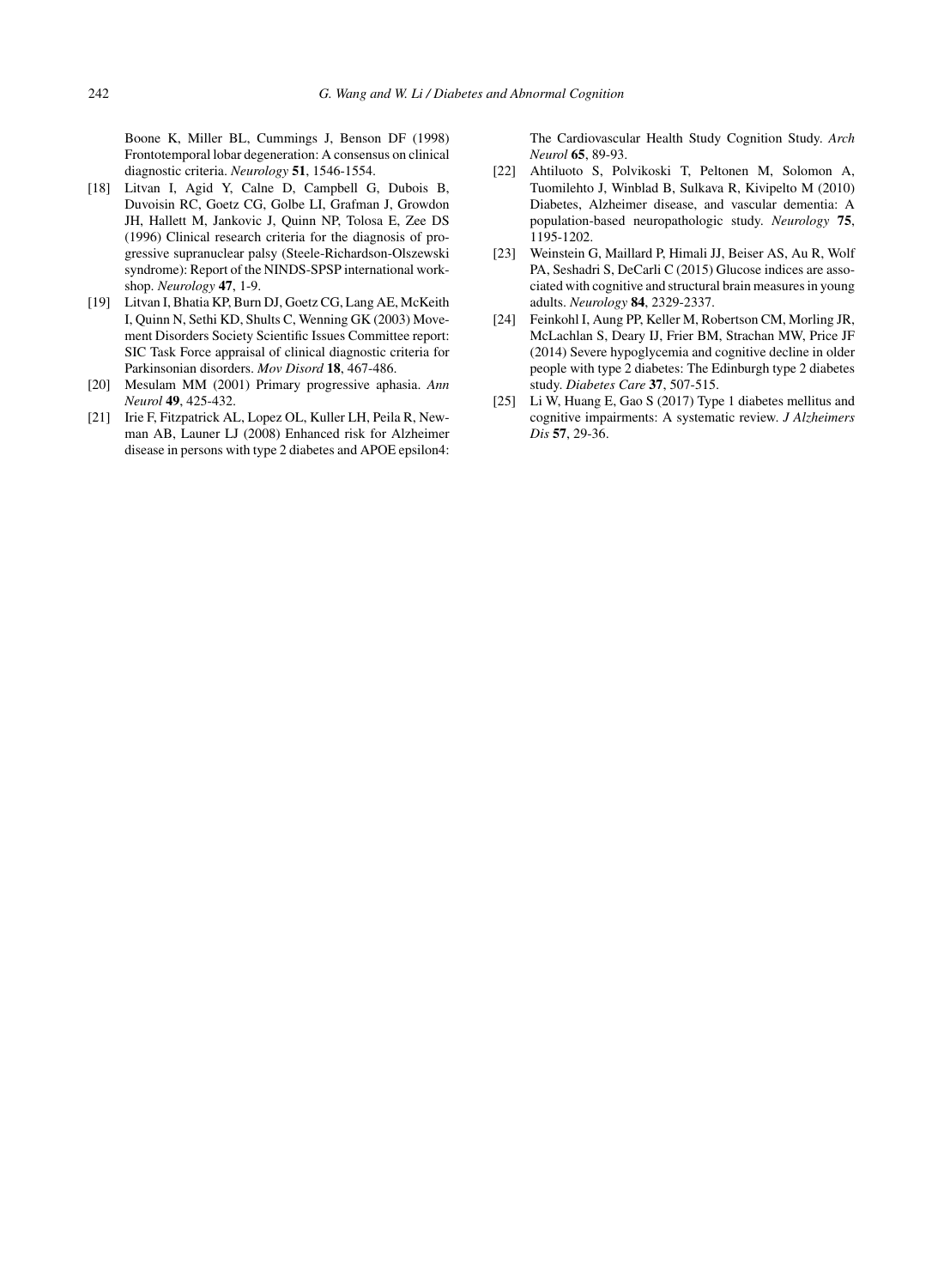Boone K, Miller BL, Cummings J, Benson DF (1998) Frontotemporal lobar degeneration: A consensus on clinical diagnostic criteria. *Neurology* **51**, 1546-1554.

[18] Litvan I, Agid Y, Calne D, Campbell G, Dubois B, Duvoisin RC, Goetz CG, Golbe LI, Grafman J, Growdon JH, Hallett M, Jankovic J, Quinn NP, Tolosa E, Zee DS (1996) Clinical research criteria for the diagnosis of progressive supranuclear palsy (Steele-Richardson-Olszewski syndrome): Report of the NINDS-SPSP international workshop. *Neurology* **47**, 1-9.

[19] Litvan I, Bhatia KP, Burn DJ, Goetz CG, Lang AE, McKeith I, Quinn N, Sethi KD, Shults C, Wenning GK (2003) Movement Disorders Society Scientific Issues Committee report: SIC Task Force appraisal of clinical diagnostic criteria for Parkinsonian disorders. *Mov Disord* **18**, 467-486.

[20] Mesulam MM (2001) Primary progressive aphasia. *Ann Neurol* **49**, 425-432.

[21] Irie F, Fitzpatrick AL, Lopez OL, Kuller LH, Peila R, Newman AB, Launer LJ (2008) Enhanced risk for Alzheimer disease in persons with type 2 diabetes and APOE epsilon4: The Cardiovascular Health Study Cognition Study. *Arch Neurol* **65**, 89-93.

[22] Ahtiluoto S, Polvikoski T, Peltonen M, Solomon A, Tuomilehto J, Winblad B, Sulkava R, Kivipelto M (2010) Diabetes, Alzheimer disease, and vascular dementia: A population-based neuropathologic study. *Neurology* **75**, 1195-1202.

[23] Weinstein G, Maillard P, Himali JJ, Beiser AS, Au R, Wolf PA, Seshadri S, DeCarli C (2015) Glucose indices are associated with cognitive and structural brain measures in young adults. *Neurology* **84**, 2329-2337.

[24] Feinkohl I, Aung PP, Keller M, Robertson CM, Morling JR, McLachlan S, Deary IJ, Frier BM, Strachan MW, Price JF (2014) Severe hypoglycemia and cognitive decline in older people with type 2 diabetes: The Edinburgh type 2 diabetes study. *Diabetes Care* **37**, 507-515.

[25] Li W, Huang E, Gao S (2017) Type 1 diabetes mellitus and cognitive impairments: A systematic review. *J Alzheimers Dis* **57**, 29-36.